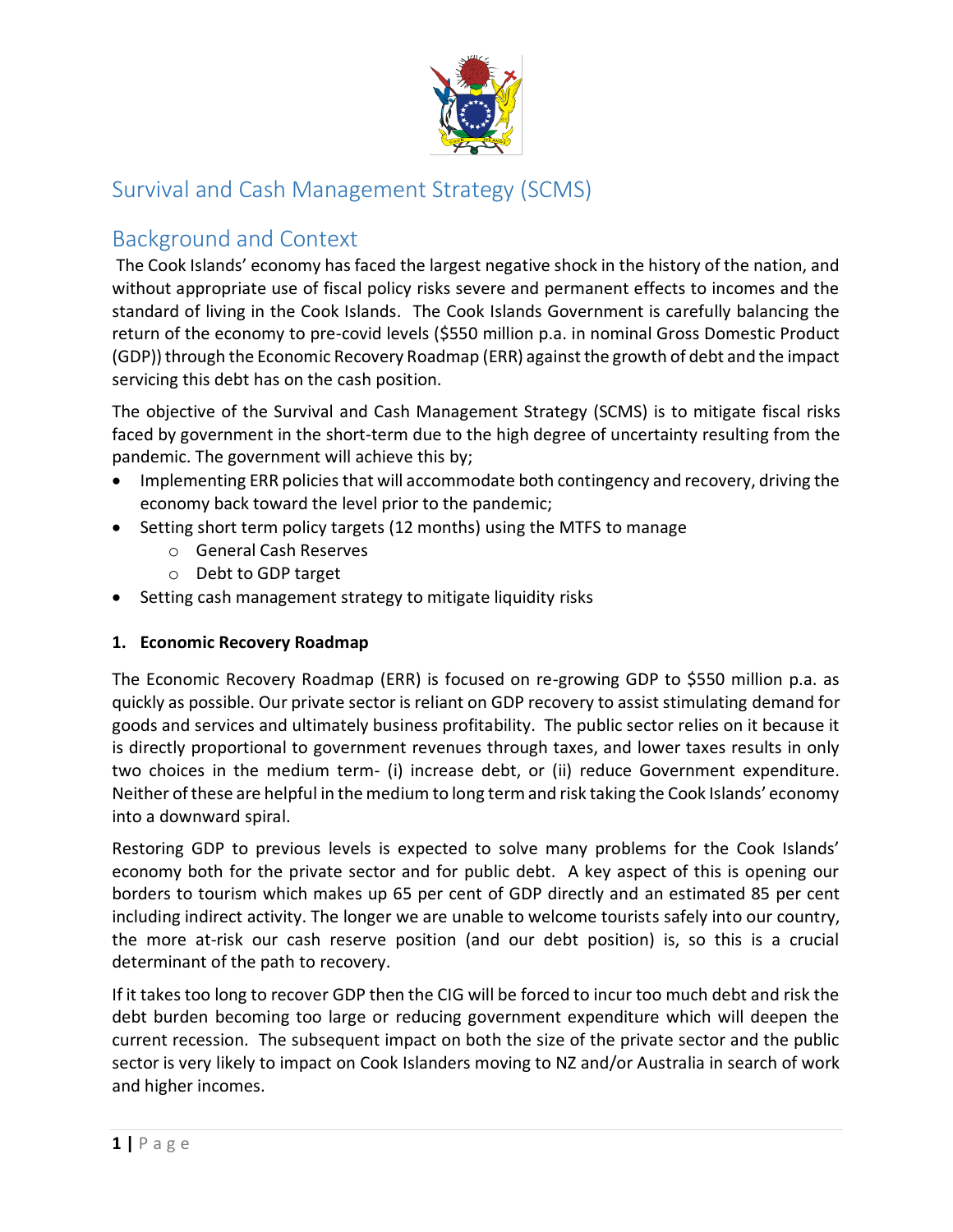# Survival and Cash Management Strategy (SCMS)

## Background and Context

The Cook Islands' economy has faced the largest negative shock in the history of the nation, and without appropriate use of fiscal policy risks severe and permanent effects to incomes and the standard of living in the Cook Islands. The Cook Islands Government is carefully balancing the return of the economy to pre-covid levels ($550 million p.a. in nominal Gross Domestic Product (GDP)) through the Economic Recovery Roadmap (ERR) against the growth of debt and the impact servicing this debt has on the cash position.

The objective of the Survival and Cash Management Strategy (SCMS) is to mitigate fiscal risks faced by government in the short-term due to the high degree of uncertainty resulting from the pandemic. The government will achieve this by;

- Implementing ERR policies that will accommodate both contingency and recovery, driving the economy back toward the level prior to the pandemic;
- Setting short term policy targets (12 months) using the MTFS to manage
  - General Cash Reserves
  - Debt to GDP target
- Setting cash management strategy to mitigate liquidity risks

**1. Economic Recovery Roadmap**

The Economic Recovery Roadmap (ERR) is focused on re-growing GDP to $550 million p.a. as quickly as possible. Our private sector is reliant on GDP recovery to assist stimulating demand for goods and services and ultimately business profitability. The public sector relies on it because it is directly proportional to government revenues through taxes, and lower taxes results in only two choices in the medium term- (i) increase debt, or (ii) reduce Government expenditure. Neither of these are helpful in the medium to long term and risk taking the Cook Islands' economy into a downward spiral.

Restoring GDP to previous levels is expected to solve many problems for the Cook Islands' economy both for the private sector and for public debt. A key aspect of this is opening our borders to tourism which makes up 65 per cent of GDP directly and an estimated 85 per cent including indirect activity. The longer we are unable to welcome tourists safely into our country, the more at-risk our cash reserve position (and our debt position) is, so this is a crucial determinant of the path to recovery.

If it takes too long to recover GDP then the CIG will be forced to incur too much debt and risk the debt burden becoming too large or reducing government expenditure which will deepen the current recession. The subsequent impact on both the size of the private sector and the public sector is very likely to impact on Cook Islanders moving to NZ and/or Australia in search of work and higher incomes.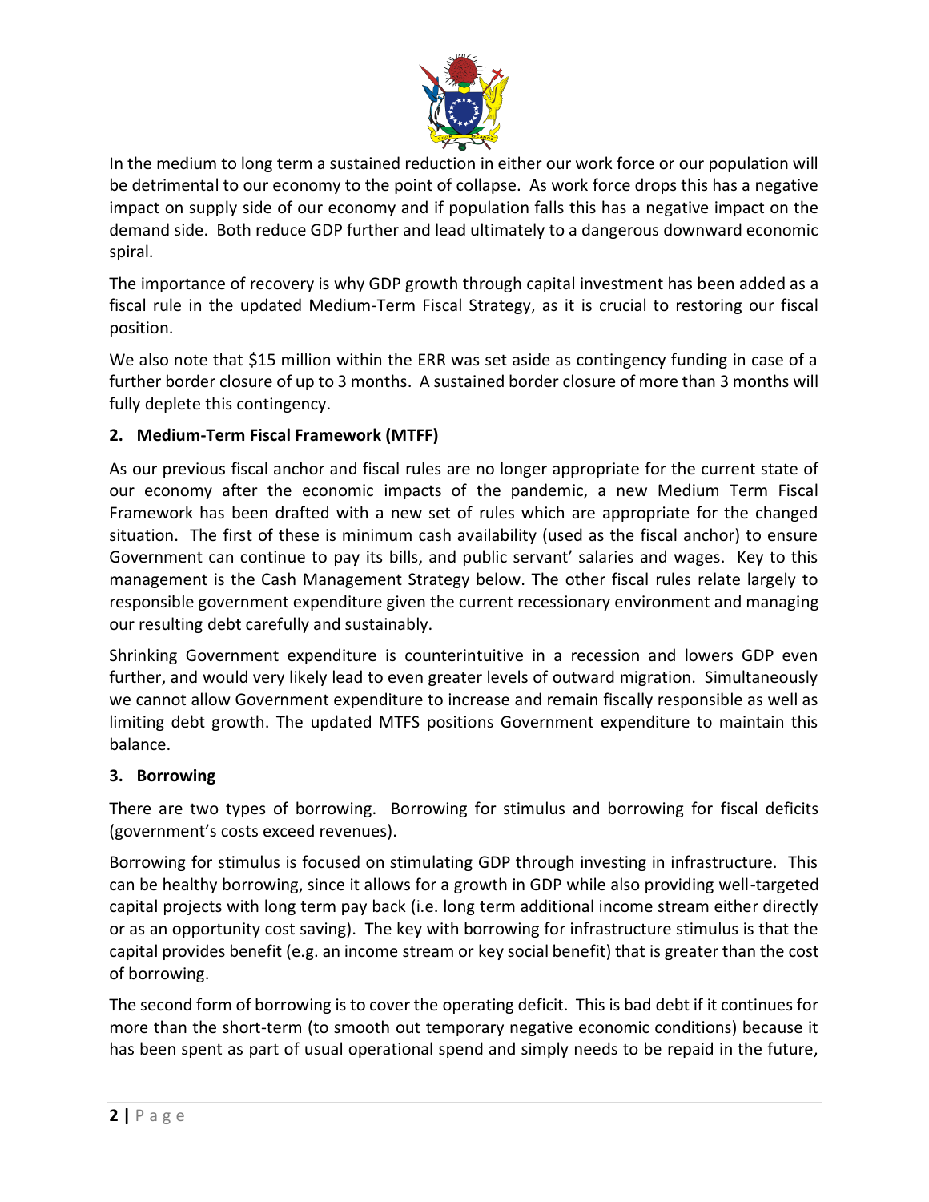In the medium to long term a sustained reduction in either our work force or our population will be detrimental to our economy to the point of collapse. As work force drops this has a negative impact on supply side of our economy and if population falls this has a negative impact on the demand side. Both reduce GDP further and lead ultimately to a dangerous downward economic spiral.

The importance of recovery is why GDP growth through capital investment has been added as a fiscal rule in the updated Medium-Term Fiscal Strategy, as it is crucial to restoring our fiscal position.

We also note that $15 million within the ERR was set aside as contingency funding in case of a further border closure of up to 3 months. A sustained border closure of more than 3 months will fully deplete this contingency.

## 2. Medium-Term Fiscal Framework (MTFF)

As our previous fiscal anchor and fiscal rules are no longer appropriate for the current state of our economy after the economic impacts of the pandemic, a new Medium Term Fiscal Framework has been drafted with a new set of rules which are appropriate for the changed situation. The first of these is minimum cash availability (used as the fiscal anchor) to ensure Government can continue to pay its bills, and public servant' salaries and wages. Key to this management is the Cash Management Strategy below. The other fiscal rules relate largely to responsible government expenditure given the current recessionary environment and managing our resulting debt carefully and sustainably.

Shrinking Government expenditure is counterintuitive in a recession and lowers GDP even further, and would very likely lead to even greater levels of outward migration. Simultaneously we cannot allow Government expenditure to increase and remain fiscally responsible as well as limiting debt growth. The updated MTFS positions Government expenditure to maintain this balance.

## 3. Borrowing

There are two types of borrowing. Borrowing for stimulus and borrowing for fiscal deficits (government's costs exceed revenues).

Borrowing for stimulus is focused on stimulating GDP through investing in infrastructure. This can be healthy borrowing, since it allows for a growth in GDP while also providing well-targeted capital projects with long term pay back (i.e. long term additional income stream either directly or as an opportunity cost saving). The key with borrowing for infrastructure stimulus is that the capital provides benefit (e.g. an income stream or key social benefit) that is greater than the cost of borrowing.

The second form of borrowing is to cover the operating deficit. This is bad debt if it continues for more than the short-term (to smooth out temporary negative economic conditions) because it has been spent as part of usual operational spend and simply needs to be repaid in the future,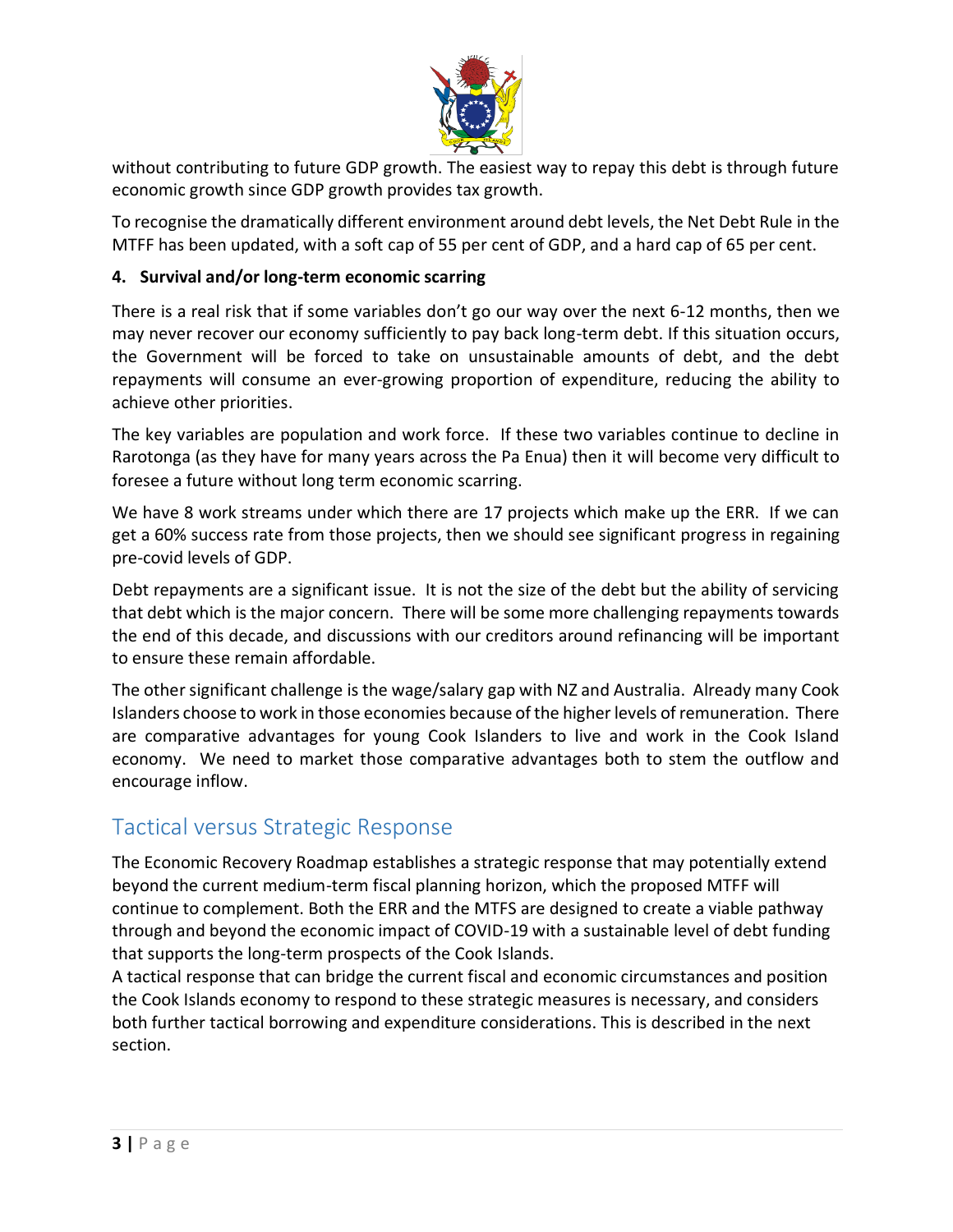without contributing to future GDP growth. The easiest way to repay this debt is through future economic growth since GDP growth provides tax growth.

To recognise the dramatically different environment around debt levels, the Net Debt Rule in the MTFF has been updated, with a soft cap of 55 per cent of GDP, and a hard cap of 65 per cent.

**4. Survival and/or long-term economic scarring**

There is a real risk that if some variables don't go our way over the next 6-12 months, then we may never recover our economy sufficiently to pay back long-term debt. If this situation occurs, the Government will be forced to take on unsustainable amounts of debt, and the debt repayments will consume an ever-growing proportion of expenditure, reducing the ability to achieve other priorities.

The key variables are population and work force. If these two variables continue to decline in Rarotonga (as they have for many years across the Pa Enua) then it will become very difficult to foresee a future without long term economic scarring.

We have 8 work streams under which there are 17 projects which make up the ERR. If we can get a 60% success rate from those projects, then we should see significant progress in regaining pre-covid levels of GDP.

Debt repayments are a significant issue. It is not the size of the debt but the ability of servicing that debt which is the major concern. There will be some more challenging repayments towards the end of this decade, and discussions with our creditors around refinancing will be important to ensure these remain affordable.

The other significant challenge is the wage/salary gap with NZ and Australia. Already many Cook Islanders choose to work in those economies because of the higher levels of remuneration. There are comparative advantages for young Cook Islanders to live and work in the Cook Island economy. We need to market those comparative advantages both to stem the outflow and encourage inflow.

## Tactical versus Strategic Response

The Economic Recovery Roadmap establishes a strategic response that may potentially extend beyond the current medium-term fiscal planning horizon, which the proposed MTFF will continue to complement. Both the ERR and the MTFS are designed to create a viable pathway through and beyond the economic impact of COVID-19 with a sustainable level of debt funding that supports the long-term prospects of the Cook Islands.

A tactical response that can bridge the current fiscal and economic circumstances and position the Cook Islands economy to respond to these strategic measures is necessary, and considers both further tactical borrowing and expenditure considerations. This is described in the next section.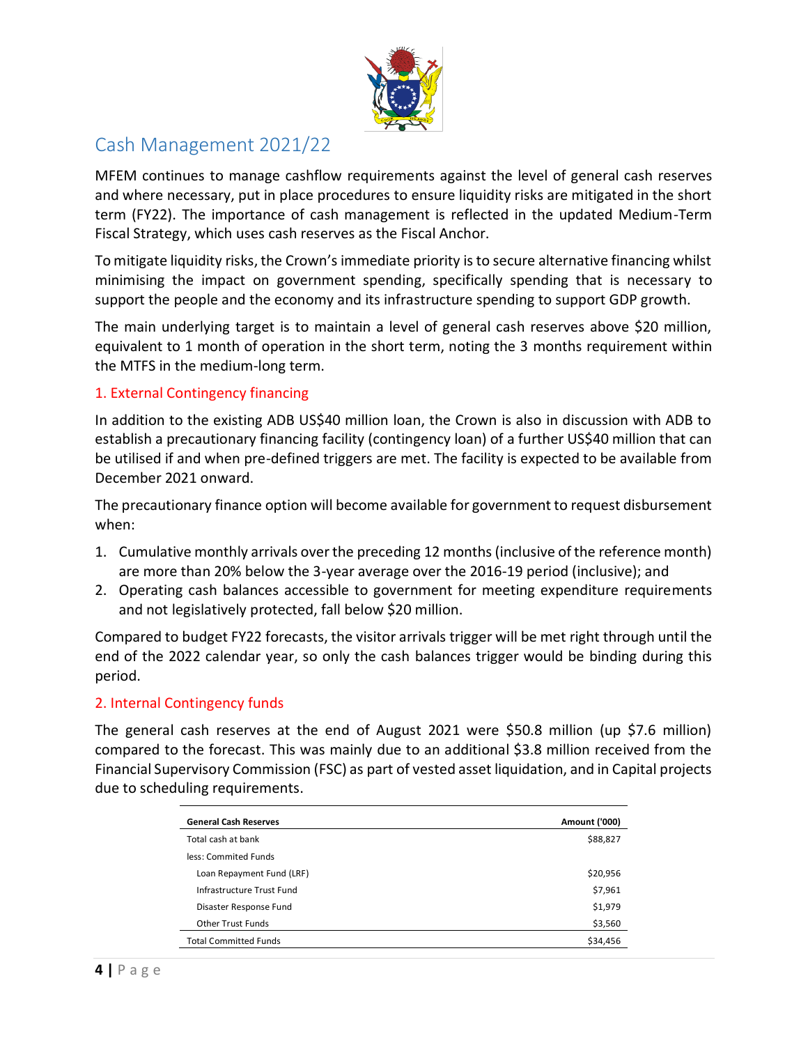# Cash Management 2021/22

MFEM continues to manage cashflow requirements against the level of general cash reserves and where necessary, put in place procedures to ensure liquidity risks are mitigated in the short term (FY22). The importance of cash management is reflected in the updated Medium-Term Fiscal Strategy, which uses cash reserves as the Fiscal Anchor.

To mitigate liquidity risks, the Crown's immediate priority is to secure alternative financing whilst minimising the impact on government spending, specifically spending that is necessary to support the people and the economy and its infrastructure spending to support GDP growth.

The main underlying target is to maintain a level of general cash reserves above $20 million, equivalent to 1 month of operation in the short term, noting the 3 months requirement within the MTFS in the medium-long term.

## 1. External Contingency financing

In addition to the existing ADB US$40 million loan, the Crown is also in discussion with ADB to establish a precautionary financing facility (contingency loan) of a further US$40 million that can be utilised if and when pre-defined triggers are met. The facility is expected to be available from December 2021 onward.

The precautionary finance option will become available for government to request disbursement when:

1. Cumulative monthly arrivals over the preceding 12 months (inclusive of the reference month) are more than 20% below the 3-year average over the 2016-19 period (inclusive); and
2. Operating cash balances accessible to government for meeting expenditure requirements and not legislatively protected, fall below $20 million.

Compared to budget FY22 forecasts, the visitor arrivals trigger will be met right through until the end of the 2022 calendar year, so only the cash balances trigger would be binding during this period.

## 2. Internal Contingency funds

The general cash reserves at the end of August 2021 were $50.8 million (up $7.6 million) compared to the forecast. This was mainly due to an additional $3.8 million received from the Financial Supervisory Commission (FSC) as part of vested asset liquidation, and in Capital projects due to scheduling requirements.

| General Cash Reserves | Amount ('000) |
|---|---|
| Total cash at bank | $88,827 |
| less: Commited Funds | |
| Loan Repayment Fund (LRF) | $20,956 |
| Infrastructure Trust Fund | $7,961 |
| Disaster Response Fund | $1,979 |
| Other Trust Funds | $3,560 |
| Total Committed Funds | $34,456 |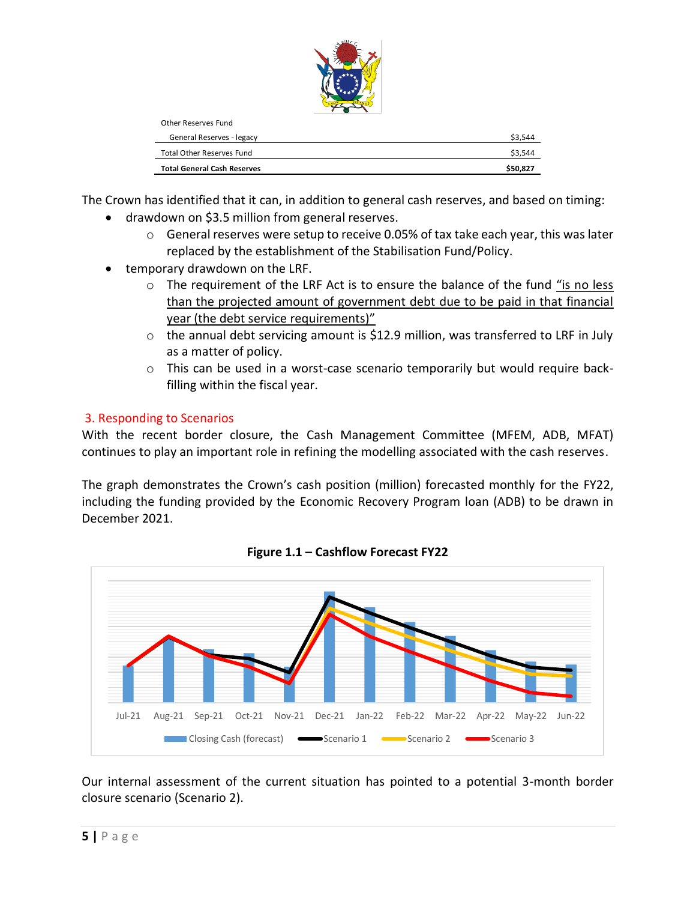| Other Reserves Fund | |
|---|---|
| General Reserves - legacy | $3,544 |
| Total Other Reserves Fund | $3,544 |
| **Total General Cash Reserves** | **$50,827** |

The Crown has identified that it can, in addition to general cash reserves, and based on timing:

- drawdown on $3.5 million from general reserves.
  - General reserves were setup to receive 0.05% of tax take each year, this was later replaced by the establishment of the Stabilisation Fund/Policy.
- temporary drawdown on the LRF.
  - The requirement of the LRF Act is to ensure the balance of the fund "is no less than the projected amount of government debt due to be paid in that financial year (the debt service requirements)"
  - the annual debt servicing amount is $12.9 million, was transferred to LRF in July as a matter of policy.
  - This can be used in a worst-case scenario temporarily but would require back-filling within the fiscal year.

## 3. Responding to Scenarios

With the recent border closure, the Cash Management Committee (MFEM, ADB, MFAT) continues to play an important role in refining the modelling associated with the cash reserves.

The graph demonstrates the Crown's cash position (million) forecasted monthly for the FY22, including the funding provided by the Economic Recovery Program loan (ADB) to be drawn in December 2021.

**Figure 1.1 – Cashflow Forecast FY22**

Our internal assessment of the current situation has pointed to a potential 3-month border closure scenario (Scenario 2).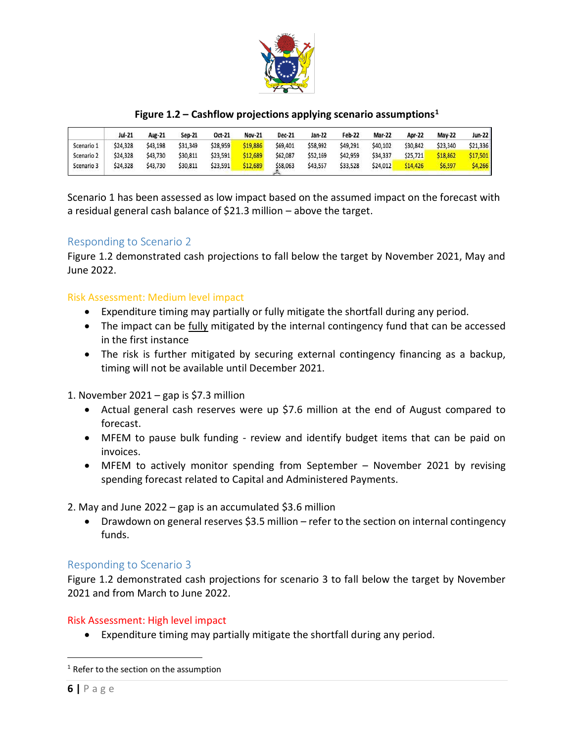**Figure 1.2 – Cashflow projections applying scenario assumptions[1]**

| | Jul-21 | Aug-21 | Sep-21 | Oct-21 | Nov-21 | Dec-21 | Jan-22 | Feb-22 | Mar-22 | Apr-22 | May-22 | Jun-22 |
|---|---|---|---|---|---|---|---|---|---|---|---|---|
| Scenario 1 | $24,328 | $43,198 | $31,349 | $28,959 | $19,886 | $69,401 | $58,992 | $49,291 | $40,102 | $30,842 | $23,340 | $21,336 |
| Scenario 2 | $24,328 | $43,730 | $30,811 | $23,591 | $12,689 | $62,087 | $52,169 | $42,959 | $34,337 | $25,721 | $18,862 | $17,501 |
| Scenario 3 | $24,328 | $43,730 | $30,811 | $23,591 | $12,689 | $58,063 | $43,557 | $33,528 | $24,012 | $14,426 | $6,597 | $4,266 |

Scenario 1 has been assessed as low impact based on the assumed impact on the forecast with a residual general cash balance of $21.3 million – above the target.

## Responding to Scenario 2

Figure 1.2 demonstrated cash projections to fall below the target by November 2021, May and June 2022.

### Risk Assessment: Medium level impact

- Expenditure timing may partially or fully mitigate the shortfall during any period.
- The impact can be fully mitigated by the internal contingency fund that can be accessed in the first instance
- The risk is further mitigated by securing external contingency financing as a backup, timing will not be available until December 2021.

1. November 2021 – gap is $7.3 million
    - Actual general cash reserves were up $7.6 million at the end of August compared to forecast.
    - MFEM to pause bulk funding - review and identify budget items that can be paid on invoices.
    - MFEM to actively monitor spending from September – November 2021 by revising spending forecast related to Capital and Administered Payments.

2. May and June 2022 – gap is an accumulated $3.6 million
    - Drawdown on general reserves $3.5 million – refer to the section on internal contingency funds.

## Responding to Scenario 3

Figure 1.2 demonstrated cash projections for scenario 3 to fall below the target by November 2021 and from March to June 2022.

### Risk Assessment: High level impact

- Expenditure timing may partially mitigate the shortfall during any period.

---

[1] Refer to the section on the assumption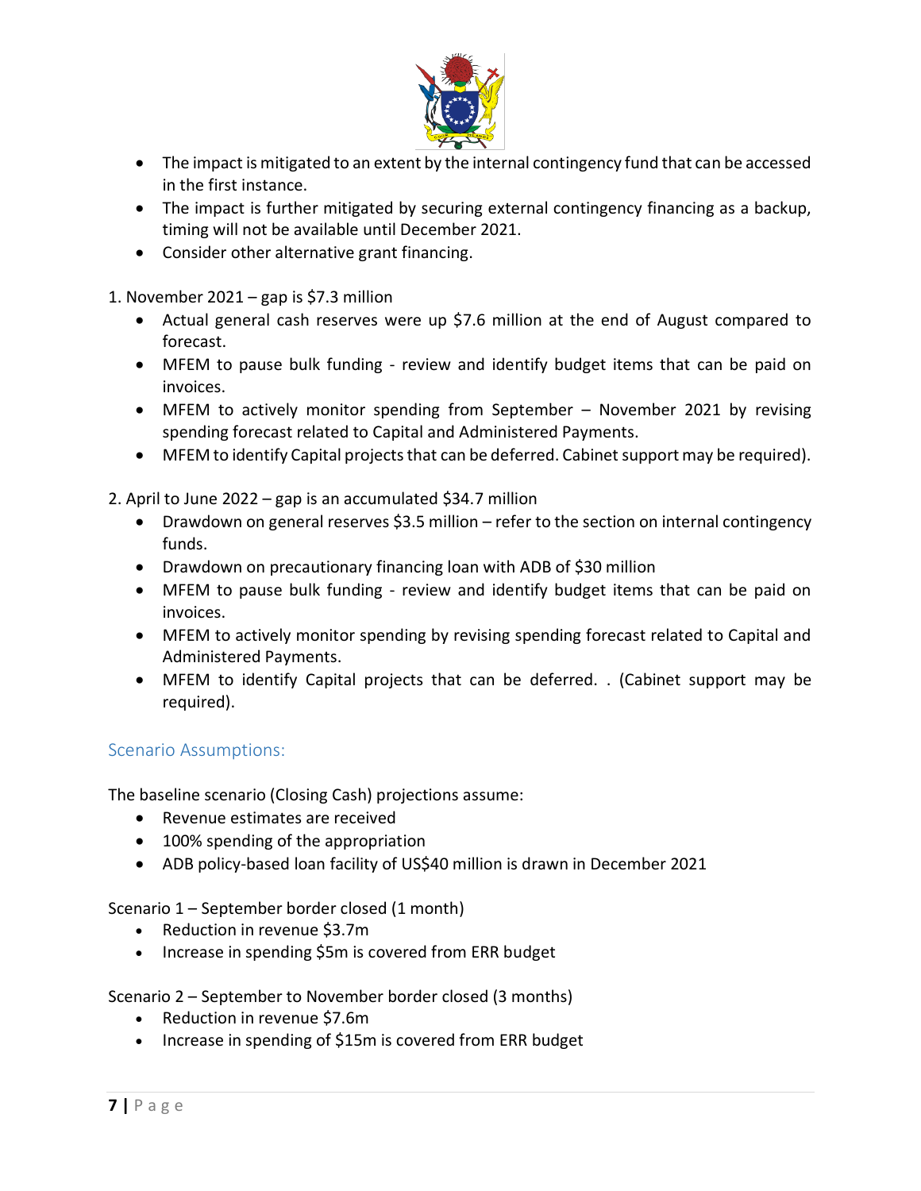- The impact is mitigated to an extent by the internal contingency fund that can be accessed in the first instance.
- The impact is further mitigated by securing external contingency financing as a backup, timing will not be available until December 2021.
- Consider other alternative grant financing.

1. November 2021 – gap is $7.3 million
   - Actual general cash reserves were up $7.6 million at the end of August compared to forecast.
   - MFEM to pause bulk funding - review and identify budget items that can be paid on invoices.
   - MFEM to actively monitor spending from September – November 2021 by revising spending forecast related to Capital and Administered Payments.
   - MFEM to identify Capital projects that can be deferred. Cabinet support may be required).

2. April to June 2022 – gap is an accumulated $34.7 million
   - Drawdown on general reserves $3.5 million – refer to the section on internal contingency funds.
   - Drawdown on precautionary financing loan with ADB of $30 million
   - MFEM to pause bulk funding - review and identify budget items that can be paid on invoices.
   - MFEM to actively monitor spending by revising spending forecast related to Capital and Administered Payments.
   - MFEM to identify Capital projects that can be deferred. . (Cabinet support may be required).

## Scenario Assumptions:

The baseline scenario (Closing Cash) projections assume:

- Revenue estimates are received
- 100% spending of the appropriation
- ADB policy-based loan facility of US$40 million is drawn in December 2021

Scenario 1 – September border closed (1 month)

- Reduction in revenue $3.7m
- Increase in spending $5m is covered from ERR budget

Scenario 2 – September to November border closed (3 months)

- Reduction in revenue $7.6m
- Increase in spending of $15m is covered from ERR budget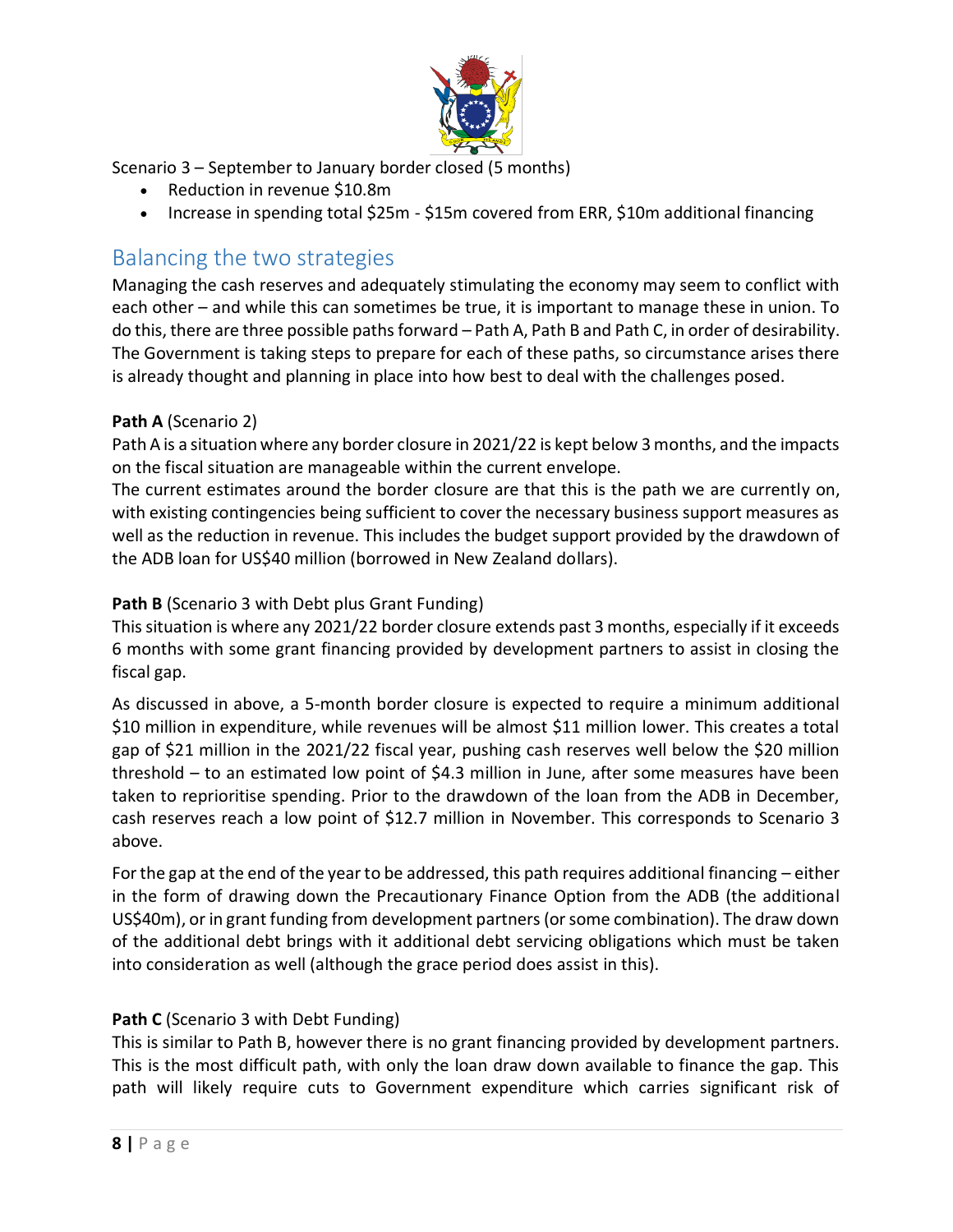Scenario 3 – September to January border closed (5 months)

- Reduction in revenue $10.8m
- Increase in spending total $25m - $15m covered from ERR, $10m additional financing

## Balancing the two strategies

Managing the cash reserves and adequately stimulating the economy may seem to conflict with each other – and while this can sometimes be true, it is important to manage these in union. To do this, there are three possible paths forward – Path A, Path B and Path C, in order of desirability. The Government is taking steps to prepare for each of these paths, so circumstance arises there is already thought and planning in place into how best to deal with the challenges posed.

**Path A** (Scenario 2)

Path A is a situation where any border closure in 2021/22 is kept below 3 months, and the impacts on the fiscal situation are manageable within the current envelope.

The current estimates around the border closure are that this is the path we are currently on, with existing contingencies being sufficient to cover the necessary business support measures as well as the reduction in revenue. This includes the budget support provided by the drawdown of the ADB loan for US$40 million (borrowed in New Zealand dollars).

**Path B** (Scenario 3 with Debt plus Grant Funding)

This situation is where any 2021/22 border closure extends past 3 months, especially if it exceeds 6 months with some grant financing provided by development partners to assist in closing the fiscal gap.

As discussed in above, a 5-month border closure is expected to require a minimum additional $10 million in expenditure, while revenues will be almost $11 million lower. This creates a total gap of $21 million in the 2021/22 fiscal year, pushing cash reserves well below the $20 million threshold – to an estimated low point of $4.3 million in June, after some measures have been taken to reprioritise spending. Prior to the drawdown of the loan from the ADB in December, cash reserves reach a low point of $12.7 million in November. This corresponds to Scenario 3 above.

For the gap at the end of the year to be addressed, this path requires additional financing – either in the form of drawing down the Precautionary Finance Option from the ADB (the additional US$40m), or in grant funding from development partners (or some combination). The draw down of the additional debt brings with it additional debt servicing obligations which must be taken into consideration as well (although the grace period does assist in this).

**Path C** (Scenario 3 with Debt Funding)

This is similar to Path B, however there is no grant financing provided by development partners. This is the most difficult path, with only the loan draw down available to finance the gap. This path will likely require cuts to Government expenditure which carries significant risk of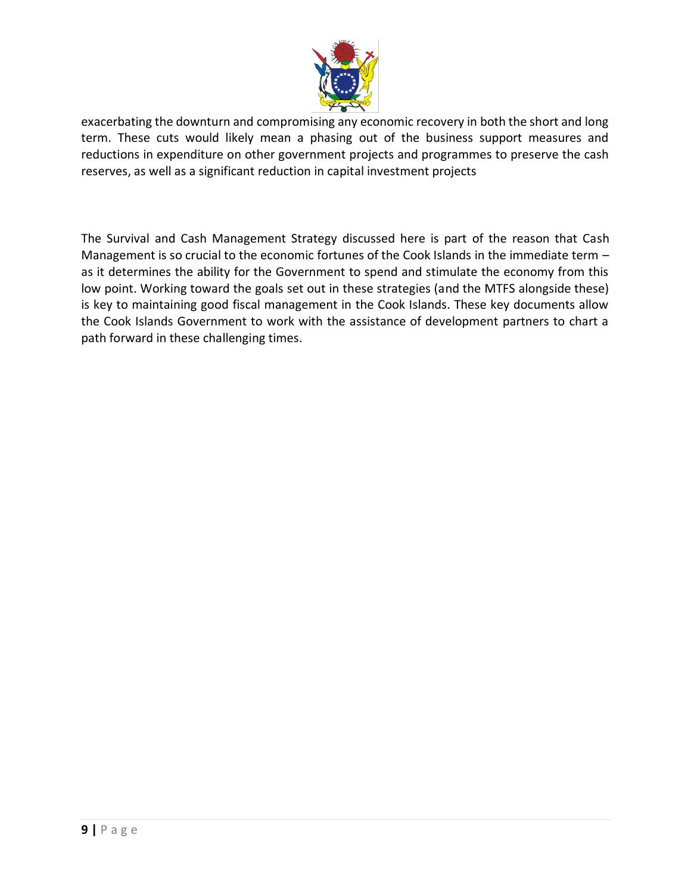exacerbating the downturn and compromising any economic recovery in both the short and long term. These cuts would likely mean a phasing out of the business support measures and reductions in expenditure on other government projects and programmes to preserve the cash reserves, as well as a significant reduction in capital investment projects

The Survival and Cash Management Strategy discussed here is part of the reason that Cash Management is so crucial to the economic fortunes of the Cook Islands in the immediate term – as it determines the ability for the Government to spend and stimulate the economy from this low point. Working toward the goals set out in these strategies (and the MTFS alongside these) is key to maintaining good fiscal management in the Cook Islands. These key documents allow the Cook Islands Government to work with the assistance of development partners to chart a path forward in these challenging times.